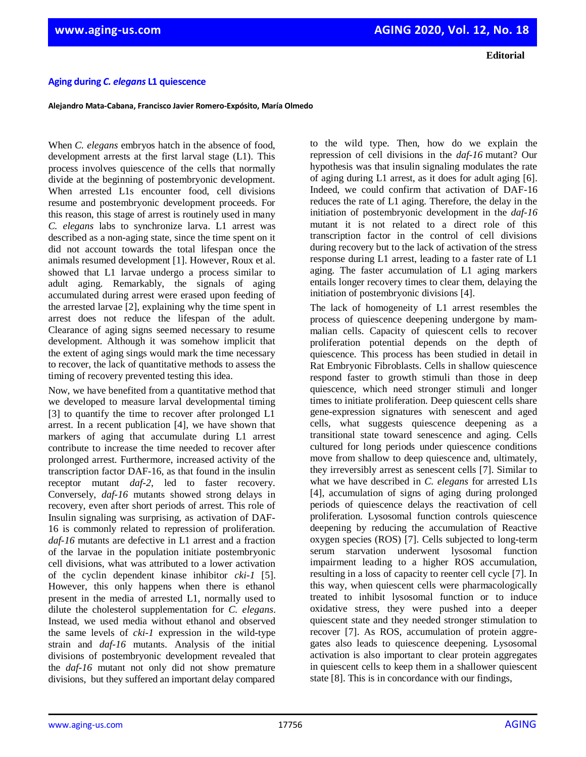**Editorial**

# Aging during *C. elegans* L1 quiescence

**Alejandro Mata-Cabana, Francisco Javier Romero-Expósito, María Olmedo**

When *C. elegans* embryos hatch in the absence of food, development arrests at the first larval stage (L1). This process involves quiescence of the cells that normally divide at the beginning of postembryonic development. When arrested L1s encounter food, cell divisions resume and postembryonic development proceeds. For this reason, this stage of arrest is routinely used in many *C. elegans* labs to synchronize larva. L1 arrest was described as a non-aging state, since the time spent on it did not account towards the total lifespan once the animals resumed development [1]. However, Roux et al. showed that L1 larvae undergo a process similar to adult aging. Remarkably, the signals of aging accumulated during arrest were erased upon feeding of the arrested larvae [2], explaining why the time spent in arrest does not reduce the lifespan of the adult. Clearance of aging signs seemed necessary to resume development. Although it was somehow implicit that the extent of aging sings would mark the time necessary to recover, the lack of quantitative methods to assess the timing of recovery prevented testing this idea.

Now, we have benefited from a quantitative method that we developed to measure larval developmental timing [3] to quantify the time to recover after prolonged L1 arrest. In a recent publication [4], we have shown that markers of aging that accumulate during L1 arrest contribute to increase the time needed to recover after prolonged arrest. Furthermore, increased activity of the transcription factor DAF-16, as that found in the insulin receptor mutant *daf-2*, led to faster recovery. Conversely, *daf-16* mutants showed strong delays in recovery, even after short periods of arrest. This role of Insulin signaling was surprising, as activation of DAF-16 is commonly related to repression of proliferation. *daf-16* mutants are defective in L1 arrest and a fraction of the larvae in the population initiate postembryonic cell divisions, what was attributed to a lower activation of the cyclin dependent kinase inhibitor *cki-1* [5]. However, this only happens when there is ethanol present in the media of arrested L1, normally used to dilute the cholesterol supplementation for *C. elegans*. Instead, we used media without ethanol and observed the same levels of *cki-1* expression in the wild-type strain and *daf-16* mutants. Analysis of the initial divisions of postembryonic development revealed that the *daf-16* mutant not only did not show premature divisions, but they suffered an important delay compared to the wild type. Then, how do we explain the repression of cell divisions in the *daf-16* mutant? Our hypothesis was that insulin signaling modulates the rate of aging during L1 arrest, as it does for adult aging [6]. Indeed, we could confirm that activation of DAF-16 reduces the rate of L1 aging. Therefore, the delay in the initiation of postembryonic development in the *daf-16* mutant it is not related to a direct role of this transcription factor in the control of cell divisions during recovery but to the lack of activation of the stress response during L1 arrest, leading to a faster rate of L1 aging. The faster accumulation of L1 aging markers entails longer recovery times to clear them, delaying the initiation of postembryonic divisions [4].

The lack of homogeneity of L1 arrest resembles the process of quiescence deepening undergone by mammalian cells. Capacity of quiescent cells to recover proliferation potential depends on the depth of quiescence. This process has been studied in detail in Rat Embryonic Fibroblasts. Cells in shallow quiescence respond faster to growth stimuli than those in deep quiescence, which need stronger stimuli and longer times to initiate proliferation. Deep quiescent cells share gene-expression signatures with senescent and aged cells, what suggests quiescence deepening as a transitional state toward senescence and aging. Cells cultured for long periods under quiescence conditions move from shallow to deep quiescence and, ultimately, they irreversibly arrest as senescent cells [7]. Similar to what we have described in *C. elegans* for arrested L1s [4], accumulation of signs of aging during prolonged periods of quiescence delays the reactivation of cell proliferation. Lysosomal function controls quiescence deepening by reducing the accumulation of Reactive oxygen species (ROS) [7]. Cells subjected to long-term serum starvation underwent lysosomal function impairment leading to a higher ROS accumulation, resulting in a loss of capacity to reenter cell cycle [7]. In this way, when quiescent cells were pharmacologically treated to inhibit lysosomal function or to induce oxidative stress, they were pushed into a deeper quiescent state and they needed stronger stimulation to recover [7]. As ROS, accumulation of protein aggregates also leads to quiescence deepening. Lysosomal activation is also important to clear protein aggregates in quiescent cells to keep them in a shallower quiescent state [8]. This is in concordance with our findings,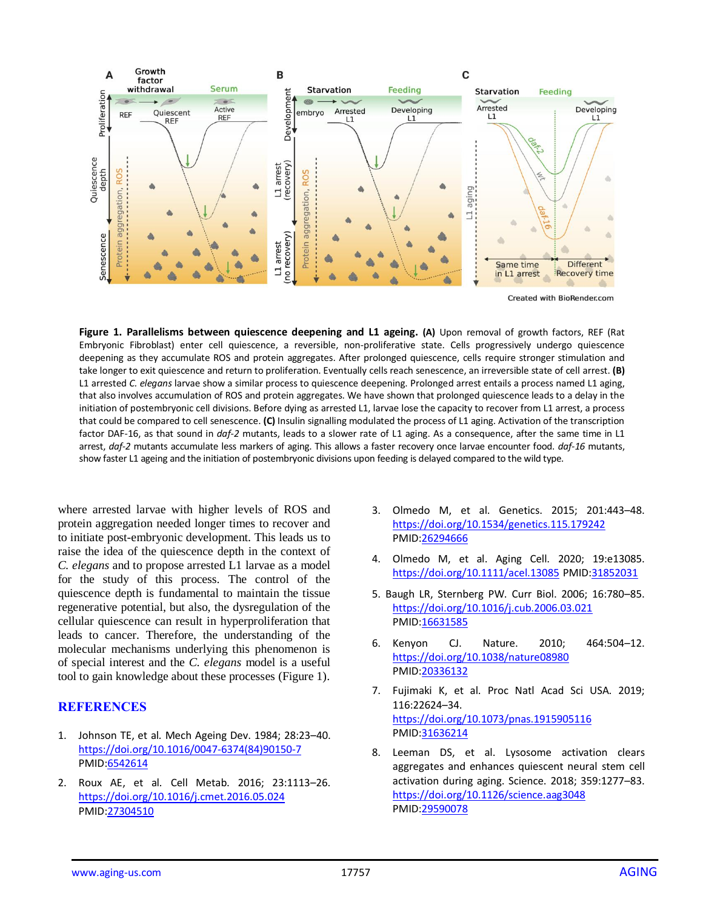**Figure 1. Parallelisms between quiescence deepening and L1 ageing.** **(A)** Upon removal of growth factors, REF (Rat Embryonic Fibroblast) enter cell quiescence, a reversible, non-proliferative state. Cells progressively undergo quiescence deepening as they accumulate ROS and protein aggregates. After prolonged quiescence, cells require stronger stimulation and take longer to exit quiescence and return to proliferation. Eventually cells reach senescence, an irreversible state of cell arrest. **(B)** L1 arrested *C. elegans* larvae show a similar process to quiescence deepening. Prolonged arrest entails a process named L1 aging, that also involves accumulation of ROS and protein aggregates. We have shown that prolonged quiescence leads to a delay in the initiation of postembryonic cell divisions. Before dying as arrested L1, larvae lose the capacity to recover from L1 arrest, a process that could be compared to cell senescence. **(C)** Insulin signalling modulated the process of L1 aging. Activation of the transcription factor DAF-16, as that sound in *daf-2* mutants, leads to a slower rate of L1 aging. As a consequence, after the same time in L1 arrest, *daf-2* mutants accumulate less markers of aging. This allows a faster recovery once larvae encounter food. *daf-16* mutants, show faster L1 ageing and the initiation of postembryonic divisions upon feeding is delayed compared to the wild type.

where arrested larvae with higher levels of ROS and protein aggregation needed longer times to recover and to initiate post-embryonic development. This leads us to raise the idea of the quiescence depth in the context of *C. elegans* and to propose arrested L1 larvae as a model for the study of this process. The control of the quiescence depth is fundamental to maintain the tissue regenerative potential, but also, the dysregulation of the cellular quiescence can result in hyperproliferation that leads to cancer. Therefore, the understanding of the molecular mechanisms underlying this phenomenon is of special interest and the *C. elegans* model is a useful tool to gain knowledge about these processes (Figure 1).

## REFERENCES

1. Johnson TE, et al. Mech Ageing Dev. 1984; 28:23–40. https://doi.org/10.1016/0047-6374(84)90150-7 PMID:6542614

2. Roux AE, et al. Cell Metab. 2016; 23:1113–26. https://doi.org/10.1016/j.cmet.2016.05.024 PMID:27304510

3. Olmedo M, et al. Genetics. 2015; 201:443–48. https://doi.org/10.1534/genetics.115.179242 PMID:26294666

4. Olmedo M, et al. Aging Cell. 2020; 19:e13085. https://doi.org/10.1111/acel.13085 PMID:31852031

5. Baugh LR, Sternberg PW. Curr Biol. 2006; 16:780–85. https://doi.org/10.1016/j.cub.2006.03.021 PMID:16631585

6. Kenyon CJ. Nature. 2010; 464:504–12. https://doi.org/10.1038/nature08980 PMID:20336132

7. Fujimaki K, et al. Proc Natl Acad Sci USA. 2019; 116:22624–34. https://doi.org/10.1073/pnas.1915905116 PMID:31636214

8. Leeman DS, et al. Lysosome activation clears aggregates and enhances quiescent neural stem cell activation during aging. Science. 2018; 359:1277–83. https://doi.org/10.1126/science.aag3048 PMID:29590078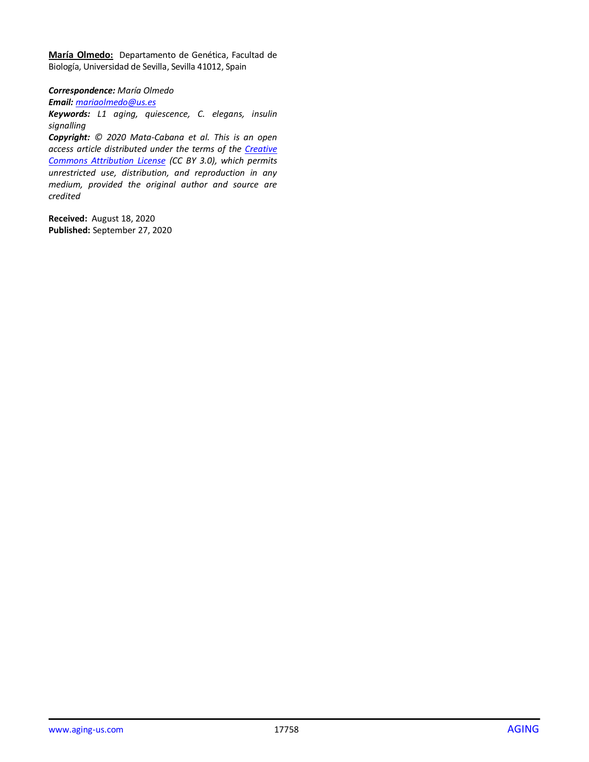**María Olmedo:** Departamento de Genética, Facultad de Biología, Universidad de Sevilla, Sevilla 41012, Spain

***Correspondence:*** *María Olmedo*
***Email:*** *mariaolmedo@us.es*
***Keywords:*** *L1 aging, quiescence, C. elegans, insulin signalling*
***Copyright:*** *© 2020 Mata-Cabana et al. This is an open access article distributed under the terms of the Creative Commons Attribution License (CC BY 3.0), which permits unrestricted use, distribution, and reproduction in any medium, provided the original author and source are credited*

**Received:** August 18, 2020
**Published:** September 27, 2020